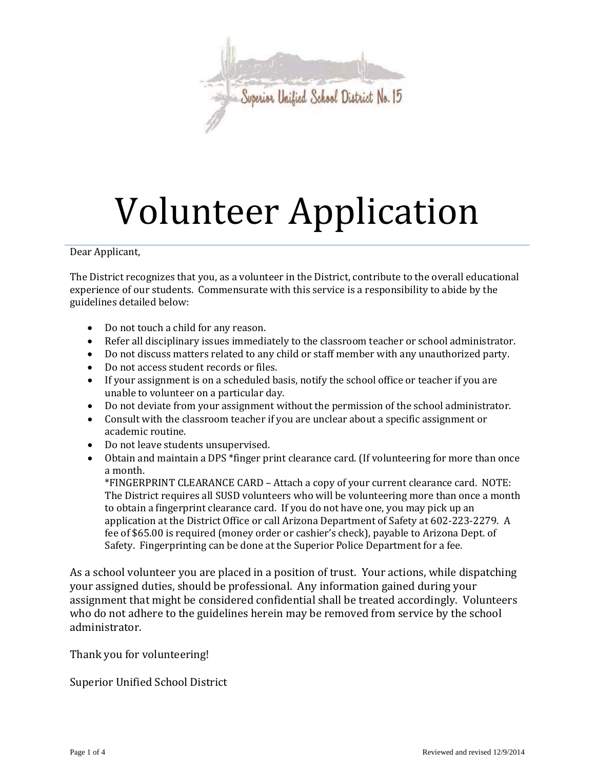Superior Unified School District No. 15

# Volunteer Application

Dear Applicant,

The District recognizes that you, as a volunteer in the District, contribute to the overall educational experience of our students. Commensurate with this service is a responsibility to abide by the guidelines detailed below:

- Do not touch a child for any reason.
- Refer all disciplinary issues immediately to the classroom teacher or school administrator.
- Do not discuss matters related to any child or staff member with any unauthorized party.
- Do not access student records or files.
- If your assignment is on a scheduled basis, notify the school office or teacher if you are unable to volunteer on a particular day.
- Do not deviate from your assignment without the permission of the school administrator.
- Consult with the classroom teacher if you are unclear about a specific assignment or academic routine.
- Do not leave students unsupervised.
- Obtain and maintain a DPS *finger print clearance card. (If volunteering for more than once a month.
  *FINGERPRINT CLEARANCE CARD – Attach a copy of your current clearance card. NOTE: The District requires all SUSD volunteers who will be volunteering more than once a month to obtain a fingerprint clearance card. If you do not have one, you may pick up an application at the District Office or call Arizona Department of Safety at 602-223-2279. A fee of $65.00 is required (money order or cashier's check), payable to Arizona Dept. of Safety. Fingerprinting can be done at the Superior Police Department for a fee.

As a school volunteer you are placed in a position of trust. Your actions, while dispatching your assigned duties, should be professional. Any information gained during your assignment that might be considered confidential shall be treated accordingly. Volunteers who do not adhere to the guidelines herein may be removed from service by the school administrator.

Thank you for volunteering!

Superior Unified School District

Reviewed and revised 12/9/2014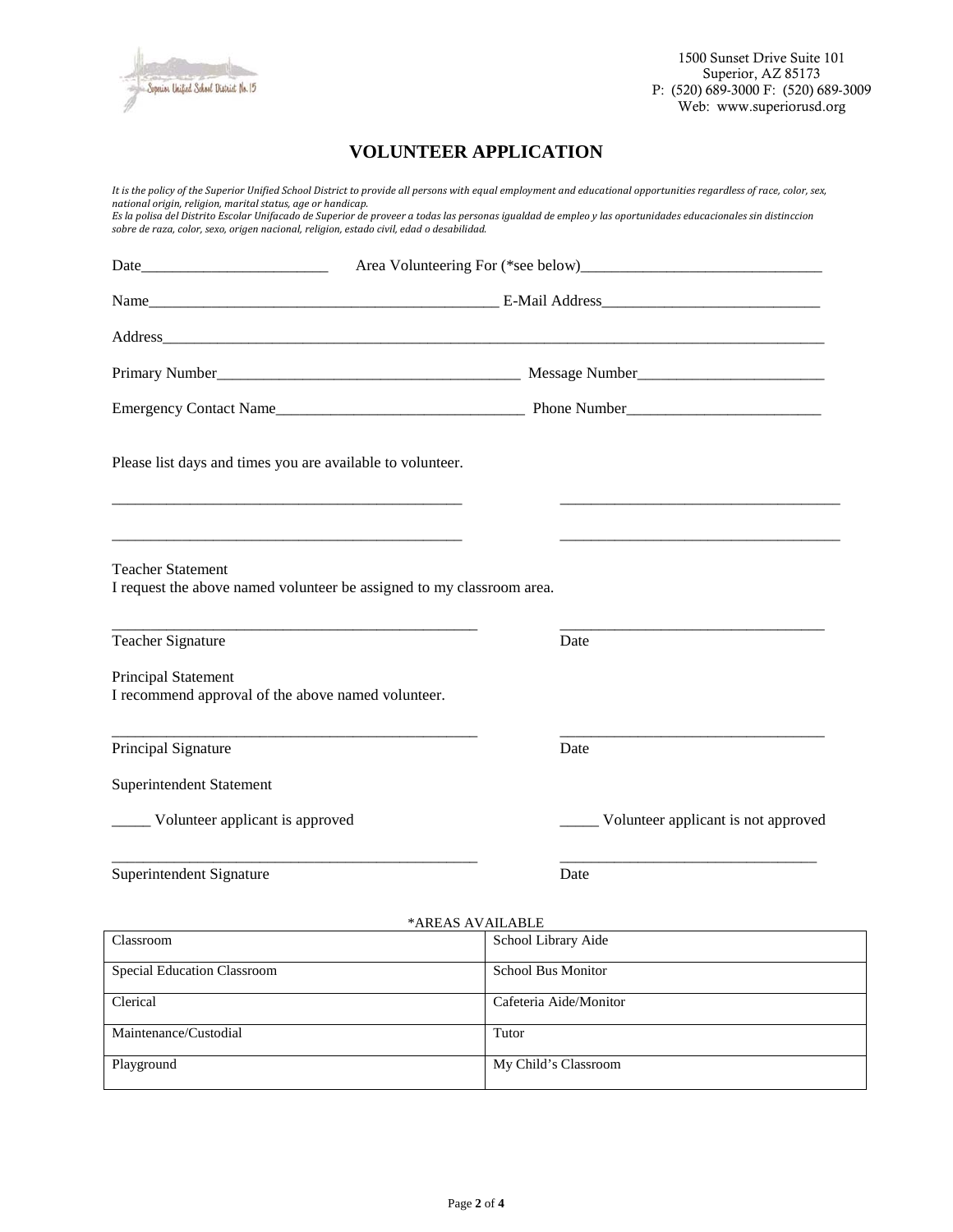1500 Sunset Drive Suite 101
Superior, AZ 85173
P: (520) 689-3000 F: (520) 689-3009
Web: www.superiorusd.org

# VOLUNTEER APPLICATION

*It is the policy of the Superior Unified School District to provide all persons with equal employment and educational opportunities regardless of race, color, sex, national origin, religion, marital status, age or handicap.*
*Es la polisa del Distrito Escolar Unifacado de Superior de proveer a todas las personas igualdad de empleo y las oportunidades educacionales sin distinccion sobre de raza, color, sexo, origen nacional, religion, estado civil, edad o desabilidad.*

Date________________________ Area Volunteering For (*see below)_______________________________

Name_____________________________________________ E-Mail Address____________________________

Address_____________________________________________________________________________________

Primary Number_______________________________________ Message Number________________________

Emergency Contact Name________________________________ Phone Number_________________________

Please list days and times you are available to volunteer.

_____________________________________________ ____________________________________

_____________________________________________ ____________________________________

Teacher Statement
I request the above named volunteer be assigned to my classroom area.

_______________________________________________ __________________________________
Teacher Signature Date

Principal Statement
I recommend approval of the above named volunteer.

_______________________________________________ __________________________________
Principal Signature Date

Superintendent Statement

_____ Volunteer applicant is approved _____ Volunteer applicant is not approved

_______________________________________________ _________________________________
Superintendent Signature Date

*AREAS AVAILABLE

| | |
|---|---|
| Classroom | School Library Aide |
| Special Education Classroom | School Bus Monitor |
| Clerical | Cafeteria Aide/Monitor |
| Maintenance/Custodial | Tutor |
| Playground | My Child's Classroom |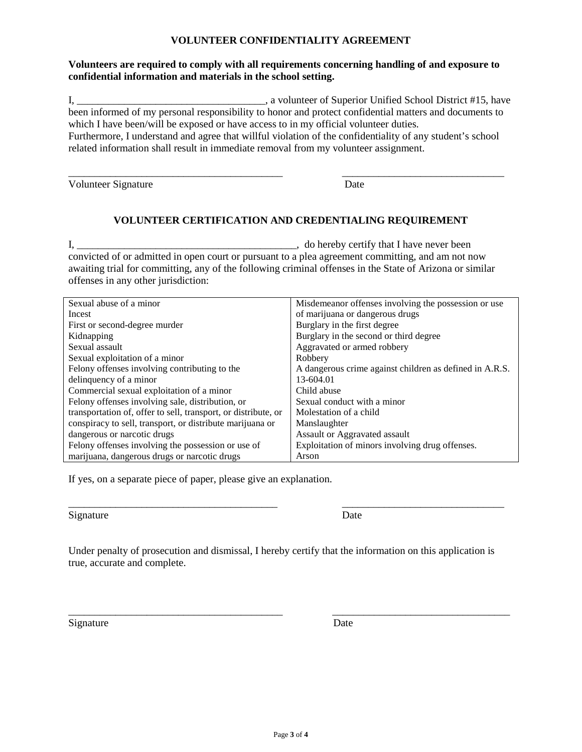## VOLUNTEER CONFIDENTIALITY AGREEMENT

**Volunteers are required to comply with all requirements concerning handling of and exposure to confidential information and materials in the school setting.**

I, ___________________________________, a volunteer of Superior Unified School District #15, have been informed of my personal responsibility to honor and protect confidential matters and documents to which I have been/will be exposed or have access to in my official volunteer duties.
Furthermore, I understand and agree that willful violation of the confidentiality of any student's school related information shall result in immediate removal from my volunteer assignment.

_________________________________________ _______________________________

Volunteer Signature Date

## VOLUNTEER CERTIFICATION AND CREDENTIALING REQUIREMENT

I, __________________________________________, do hereby certify that I have never been convicted of or admitted in open court or pursuant to a plea agreement committing, and am not now awaiting trial for committing, any of the following criminal offenses in the State of Arizona or similar offenses in any other jurisdiction:

| | |
|---|---|
| Sexual abuse of a minor<br>Incest<br>First or second-degree murder<br>Kidnapping<br>Sexual assault<br>Sexual exploitation of a minor<br>Felony offenses involving contributing to the delinquency of a minor<br>Commercial sexual exploitation of a minor<br>Felony offenses involving sale, distribution, or transportation of, offer to sell, transport, or distribute, or conspiracy to sell, transport, or distribute marijuana or dangerous or narcotic drugs<br>Felony offenses involving the possession or use of marijuana, dangerous drugs or narcotic drugs | Misdemeanor offenses involving the possession or use of marijuana or dangerous drugs<br>Burglary in the first degree<br>Burglary in the second or third degree<br>Aggravated or armed robbery<br>Robbery<br>A dangerous crime against children as defined in A.R.S. 13-604.01<br>Child abuse<br>Sexual conduct with a minor<br>Molestation of a child<br>Manslaughter<br>Assault or Aggravated assault<br>Exploitation of minors involving drug offenses.<br>Arson |

If yes, on a separate piece of paper, please give an explanation.

________________________________________ _______________________________

Signature Date

Under penalty of prosecution and dismissal, I hereby certify that the information on this application is true, accurate and complete.

_________________________________________ __________________________________

Signature Date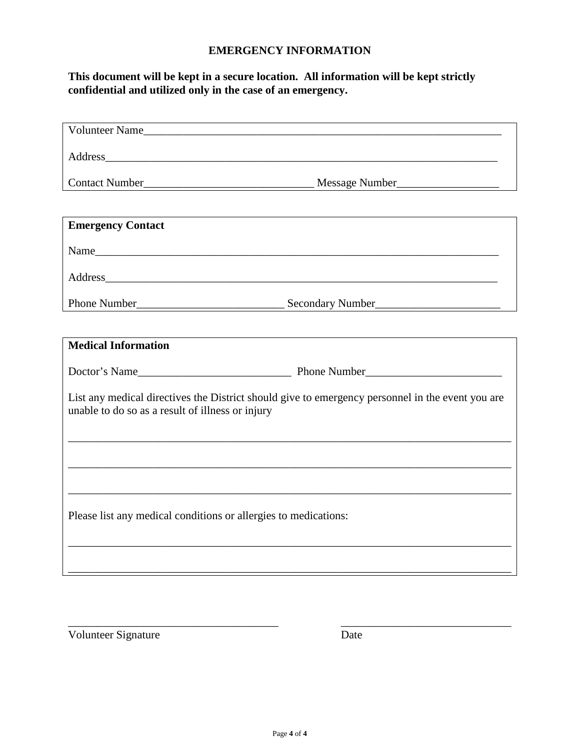# EMERGENCY INFORMATION

**This document will be kept in a secure location. All information will be kept strictly confidential and utilized only in the case of an emergency.**

Volunteer Name_____________________________________________________________________

Address_________________________________________________________________________

Contact Number______________________________ Message Number__________________

**Emergency Contact**

Name___________________________________________________________________________

Address_________________________________________________________________________

Phone Number__________________________ Secondary Number______________________

**Medical Information**

Doctor's Name___________________________ Phone Number________________________

List any medical directives the District should give to emergency personnel in the event you are unable to do so as a result of illness or injury

_______________________________________________________________________________

_______________________________________________________________________________

_______________________________________________________________________________

Please list any medical conditions or allergies to medications:

_______________________________________________________________________________

_______________________________________________________________________________

______________________________________ ______________________________

Volunteer Signature Date